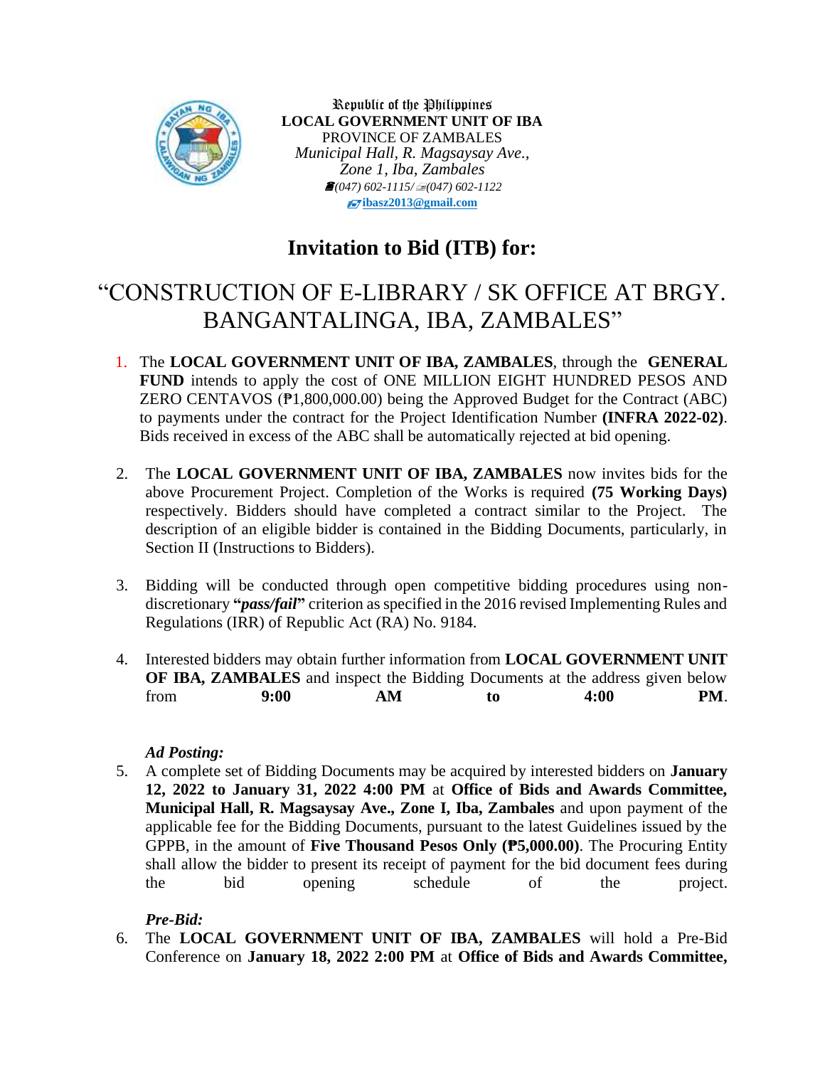Republic of the Philippines
**LOCAL GOVERNMENT UNIT OF IBA**
PROVINCE OF ZAMBALES
*Municipal Hall, R. Magsaysay Ave.,*
*Zone 1, Iba, Zambales*
*(047) 602-1115/ (047) 602-1122*
**ibasz2013@gmail.com**

# Invitation to Bid (ITB) for:

## "CONSTRUCTION OF E-LIBRARY / SK OFFICE AT BRGY. BANGANTALINGA, IBA, ZAMBALES"

1. The **LOCAL GOVERNMENT UNIT OF IBA, ZAMBALES**, through the **GENERAL FUND** intends to apply the cost of ONE MILLION EIGHT HUNDRED PESOS AND ZERO CENTAVOS (₱1,800,000.00) being the Approved Budget for the Contract (ABC) to payments under the contract for the Project Identification Number **(INFRA 2022-02)**. Bids received in excess of the ABC shall be automatically rejected at bid opening.

2. The **LOCAL GOVERNMENT UNIT OF IBA, ZAMBALES** now invites bids for the above Procurement Project. Completion of the Works is required **(75 Working Days)** respectively. Bidders should have completed a contract similar to the Project. The description of an eligible bidder is contained in the Bidding Documents, particularly, in Section II (Instructions to Bidders).

3. Bidding will be conducted through open competitive bidding procedures using non-discretionary **"*pass/fail*"** criterion as specified in the 2016 revised Implementing Rules and Regulations (IRR) of Republic Act (RA) No. 9184.

4. Interested bidders may obtain further information from **LOCAL GOVERNMENT UNIT OF IBA, ZAMBALES** and inspect the Bidding Documents at the address given below from **9:00 AM to 4:00 PM**.

***Ad Posting:***

5. A complete set of Bidding Documents may be acquired by interested bidders on **January 12, 2022 to January 31, 2022 4:00 PM** at **Office of Bids and Awards Committee, Municipal Hall, R. Magsaysay Ave., Zone I, Iba, Zambales** and upon payment of the applicable fee for the Bidding Documents, pursuant to the latest Guidelines issued by the GPPB, in the amount of **Five Thousand Pesos Only (₱5,000.00)**. The Procuring Entity shall allow the bidder to present its receipt of payment for the bid document fees during the bid opening schedule of the project.

***Pre-Bid:***

6. The **LOCAL GOVERNMENT UNIT OF IBA, ZAMBALES** will hold a Pre-Bid Conference on **January 18, 2022 2:00 PM** at **Office of Bids and Awards Committee,**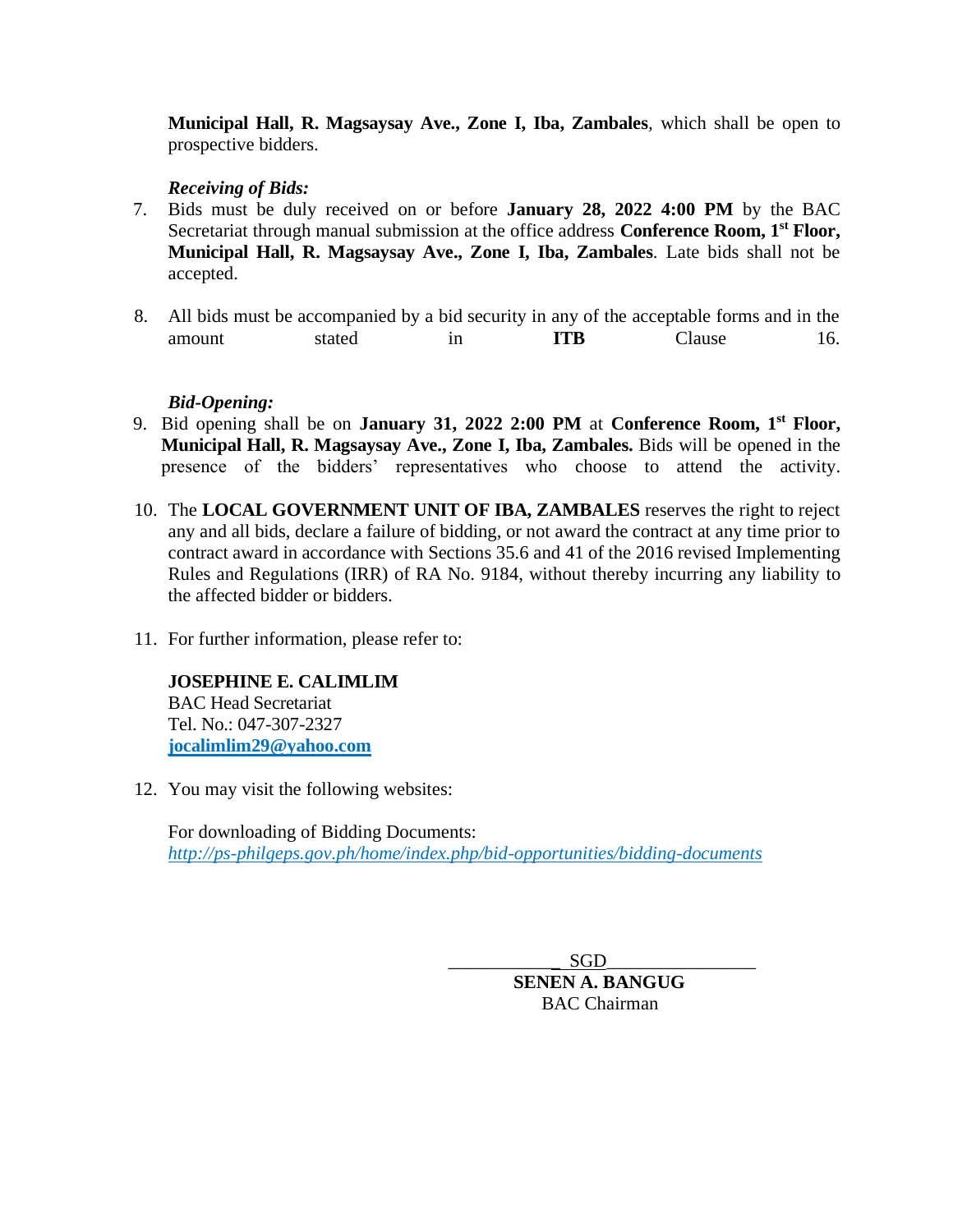**Municipal Hall, R. Magsaysay Ave., Zone I, Iba, Zambales**, which shall be open to prospective bidders.

*Receiving of Bids:*

7. Bids must be duly received on or before **January 28, 2022 4:00 PM** by the BAC Secretariat through manual submission at the office address **Conference Room, 1st Floor, Municipal Hall, R. Magsaysay Ave., Zone I, Iba, Zambales**. Late bids shall not be accepted.

8. All bids must be accompanied by a bid security in any of the acceptable forms and in the amount stated in **ITB** Clause 16.

*Bid-Opening:*

9. Bid opening shall be on **January 31, 2022 2:00 PM** at **Conference Room, 1st Floor, Municipal Hall, R. Magsaysay Ave., Zone I, Iba, Zambales.** Bids will be opened in the presence of the bidders' representatives who choose to attend the activity.

10. The **LOCAL GOVERNMENT UNIT OF IBA, ZAMBALES** reserves the right to reject any and all bids, declare a failure of bidding, or not award the contract at any time prior to contract award in accordance with Sections 35.6 and 41 of the 2016 revised Implementing Rules and Regulations (IRR) of RA No. 9184, without thereby incurring any liability to the affected bidder or bidders.

11. For further information, please refer to:

    **JOSEPHINE E. CALIMLIM**
    BAC Head Secretariat
    Tel. No.: 047-307-2327
    **jocalimlim29@yahoo.com**

12. You may visit the following websites:

    For downloading of Bidding Documents:
    *http://ps-philgeps.gov.ph/home/index.php/bid-opportunities/bidding-documents*

SGD
**SENEN A. BANGUG**
BAC Chairman